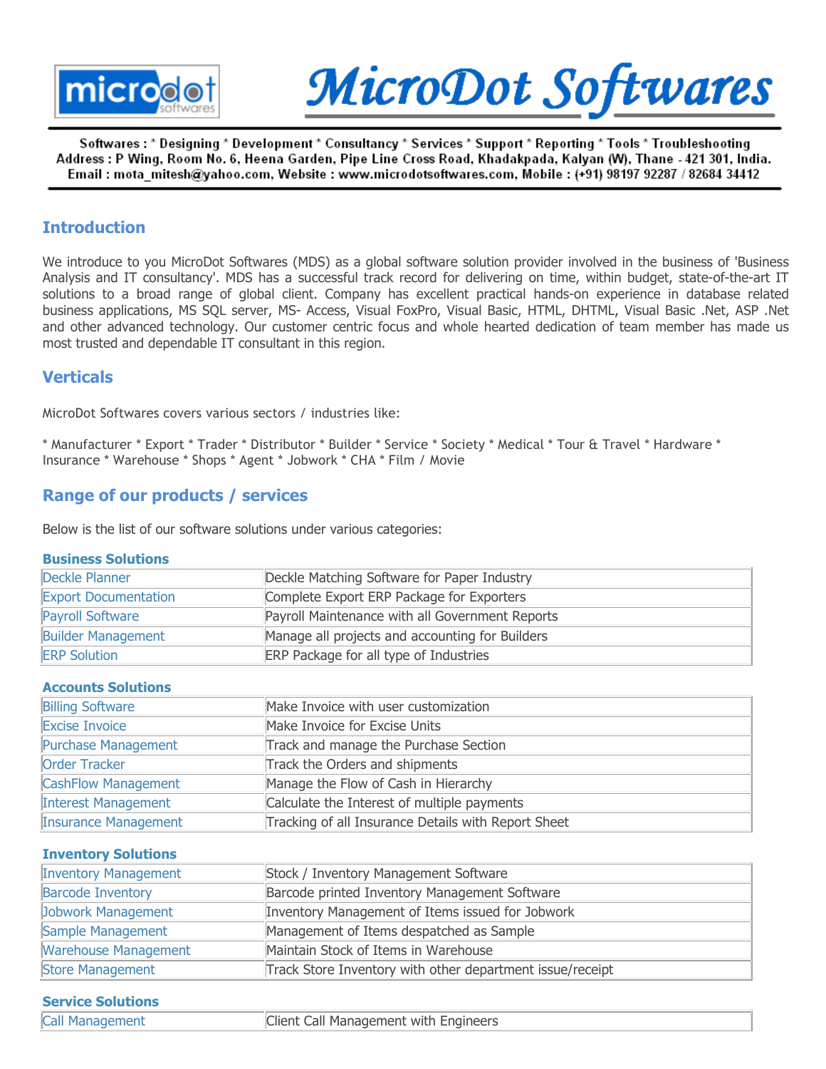# MicroDot Softwares

Softwares : * Designing * Development * Consultancy * Services * Support * Reporting * Tools * Troubleshooting
Address : P Wing, Room No. 6, Heena Garden, Pipe Line Cross Road, Khadakpada, Kalyan (W), Thane - 421 301, India.
Email : mota_mitesh@yahoo.com, Website : www.microdotsoftwares.com, Mobile : (+91) 98197 92287 / 82684 34412

## Introduction

We introduce to you MicroDot Softwares (MDS) as a global software solution provider involved in the business of 'Business Analysis and IT consultancy'. MDS has a successful track record for delivering on time, within budget, state-of-the-art IT solutions to a broad range of global client. Company has excellent practical hands-on experience in database related business applications, MS SQL server, MS- Access, Visual FoxPro, Visual Basic, HTML, DHTML, Visual Basic .Net, ASP .Net and other advanced technology. Our customer centric focus and whole hearted dedication of team member has made us most trusted and dependable IT consultant in this region.

## Verticals

MicroDot Softwares covers various sectors / industries like:

* Manufacturer * Export * Trader * Distributor * Builder * Service * Society * Medical * Tour & Travel * Hardware * Insurance * Warehouse * Shops * Agent * Jobwork * CHA * Film / Movie

## Range of our products / services

Below is the list of our software solutions under various categories:

### Business Solutions

| | |
|---|---|
| Deckle Planner | Deckle Matching Software for Paper Industry |
| Export Documentation | Complete Export ERP Package for Exporters |
| Payroll Software | Payroll Maintenance with all Government Reports |
| Builder Management | Manage all projects and accounting for Builders |
| ERP Solution | ERP Package for all type of Industries |

### Accounts Solutions

| | |
|---|---|
| Billing Software | Make Invoice with user customization |
| Excise Invoice | Make Invoice for Excise Units |
| Purchase Management | Track and manage the Purchase Section |
| Order Tracker | Track the Orders and shipments |
| CashFlow Management | Manage the Flow of Cash in Hierarchy |
| Interest Management | Calculate the Interest of multiple payments |
| Insurance Management | Tracking of all Insurance Details with Report Sheet |

### Inventory Solutions

| | |
|---|---|
| Inventory Management | Stock / Inventory Management Software |
| Barcode Inventory | Barcode printed Inventory Management Software |
| Jobwork Management | Inventory Management of Items issued for Jobwork |
| Sample Management | Management of Items despatched as Sample |
| Warehouse Management | Maintain Stock of Items in Warehouse |
| Store Management | Track Store Inventory with other department issue/receipt |

### Service Solutions

| | |
|---|---|
| Call Management | Client Call Management with Engineers |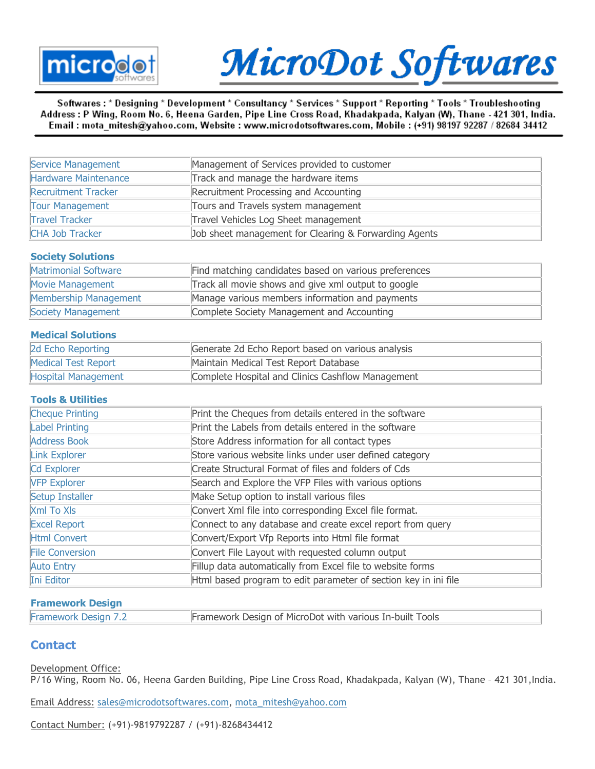# MicroDot Softwares

**Softwares : * Designing * Development * Consultancy * Services * Support * Reporting * Tools * Troubleshooting**
**Address : P Wing, Room No. 6, Heena Garden, Pipe Line Cross Road, Khadakpada, Kalyan (W), Thane - 421 301, India.**
**Email : mota_mitesh@yahoo.com, Website : www.microdotsoftwares.com, Mobile : (+91) 98197 92287 / 82684 34412**

| | |
|---|---|
| Service Management | Management of Services provided to customer |
| Hardware Maintenance | Track and manage the hardware items |
| Recruitment Tracker | Recruitment Processing and Accounting |
| Tour Management | Tours and Travels system management |
| Travel Tracker | Travel Vehicles Log Sheet management |
| CHA Job Tracker | Job sheet management for Clearing & Forwarding Agents |

### Society Solutions

| | |
|---|---|
| Matrimonial Software | Find matching candidates based on various preferences |
| Movie Management | Track all movie shows and give xml output to google |
| Membership Management | Manage various members information and payments |
| Society Management | Complete Society Management and Accounting |

### Medical Solutions

| | |
|---|---|
| 2d Echo Reporting | Generate 2d Echo Report based on various analysis |
| Medical Test Report | Maintain Medical Test Report Database |
| Hospital Management | Complete Hospital and Clinics Cashflow Management |

### Tools & Utilities

| | |
|---|---|
| Cheque Printing | Print the Cheques from details entered in the software |
| Label Printing | Print the Labels from details entered in the software |
| Address Book | Store Address information for all contact types |
| Link Explorer | Store various website links under user defined category |
| Cd Explorer | Create Structural Format of files and folders of Cds |
| VFP Explorer | Search and Explore the VFP Files with various options |
| Setup Installer | Make Setup option to install various files |
| Xml To Xls | Convert Xml file into corresponding Excel file format. |
| Excel Report | Connect to any database and create excel report from query |
| Html Convert | Convert/Export Vfp Reports into Html file format |
| File Conversion | Convert File Layout with requested column output |
| Auto Entry | Fillup data automatically from Excel file to website forms |
| Ini Editor | Html based program to edit parameter of section key in ini file |

### Framework Design

| | |
|---|---|
| Framework Design 7.2 | Framework Design of MicroDot with various In-built Tools |

## Contact

Development Office:
P/16 Wing, Room No. 06, Heena Garden Building, Pipe Line Cross Road, Khadakpada, Kalyan (W), Thane – 421 301,India.

Email Address: sales@microdotsoftwares.com, mota_mitesh@yahoo.com

Contact Number: (+91)-9819792287 / (+91)-8268434412